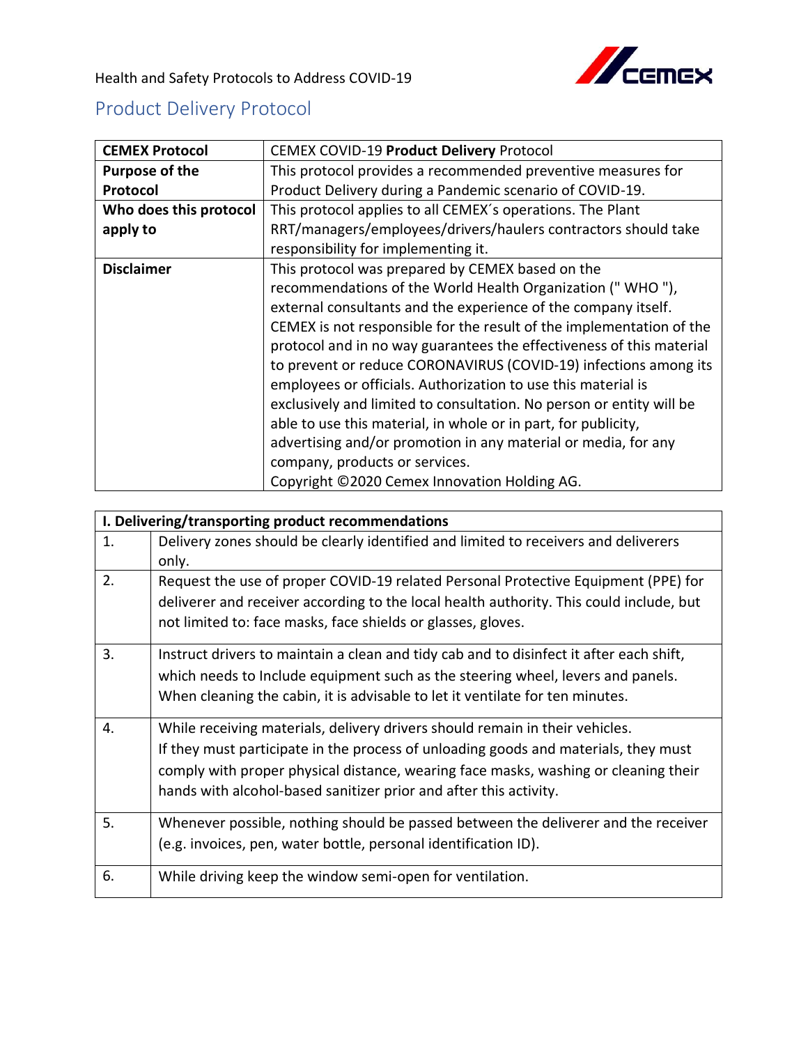Health and Safety Protocols to Address COVID-19

# Product Delivery Protocol

| **CEMEX Protocol** | CEMEX COVID-19 **Product Delivery** Protocol |
|---|---|
| **Purpose of the Protocol** | This protocol provides a recommended preventive measures for Product Delivery during a Pandemic scenario of COVID-19. |
| **Who does this protocol apply to** | This protocol applies to all CEMEX´s operations. The Plant RRT/managers/employees/drivers/haulers contractors should take responsibility for implementing it. |
| **Disclaimer** | This protocol was prepared by CEMEX based on the recommendations of the World Health Organization (" WHO "), external consultants and the experience of the company itself. CEMEX is not responsible for the result of the implementation of the protocol and in no way guarantees the effectiveness of this material to prevent or reduce CORONAVIRUS (COVID-19) infections among its employees or officials. Authorization to use this material is exclusively and limited to consultation. No person or entity will be able to use this material, in whole or in part, for publicity, advertising and/or promotion in any material or media, for any company, products or services.<br>Copyright ©2020 Cemex Innovation Holding AG. |

| **I. Delivering/transporting product recommendations** | |
|---|---|
| 1. | Delivery zones should be clearly identified and limited to receivers and deliverers only. |
| 2. | Request the use of proper COVID-19 related Personal Protective Equipment (PPE) for deliverer and receiver according to the local health authority. This could include, but not limited to: face masks, face shields or glasses, gloves. |
| 3. | Instruct drivers to maintain a clean and tidy cab and to disinfect it after each shift, which needs to Include equipment such as the steering wheel, levers and panels. When cleaning the cabin, it is advisable to let it ventilate for ten minutes. |
| 4. | While receiving materials, delivery drivers should remain in their vehicles.<br>If they must participate in the process of unloading goods and materials, they must comply with proper physical distance, wearing face masks, washing or cleaning their hands with alcohol-based sanitizer prior and after this activity. |
| 5. | Whenever possible, nothing should be passed between the deliverer and the receiver (e.g. invoices, pen, water bottle, personal identification ID). |
| 6. | While driving keep the window semi-open for ventilation. |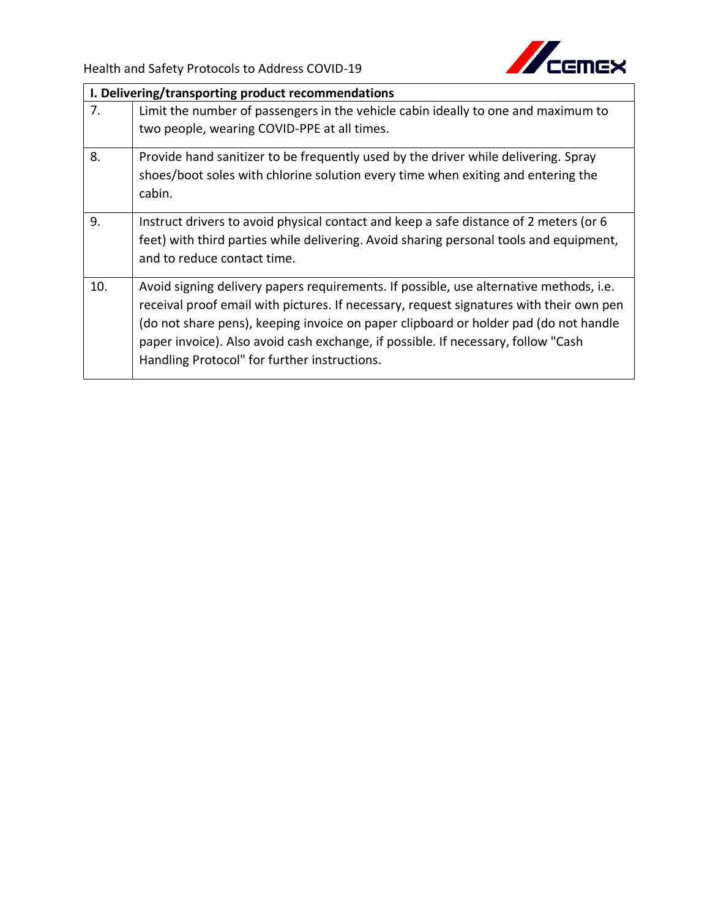| I. Delivering/transporting product recommendations | |
|---|---|
| 7. | Limit the number of passengers in the vehicle cabin ideally to one and maximum to two people, wearing COVID-PPE at all times. |
| 8. | Provide hand sanitizer to be frequently used by the driver while delivering. Spray shoes/boot soles with chlorine solution every time when exiting and entering the cabin. |
| 9. | Instruct drivers to avoid physical contact and keep a safe distance of 2 meters (or 6 feet) with third parties while delivering. Avoid sharing personal tools and equipment, and to reduce contact time. |
| 10. | Avoid signing delivery papers requirements. If possible, use alternative methods, i.e. receival proof email with pictures. If necessary, request signatures with their own pen (do not share pens), keeping invoice on paper clipboard or holder pad (do not handle paper invoice). Also avoid cash exchange, if possible. If necessary, follow "Cash Handling Protocol" for further instructions. |